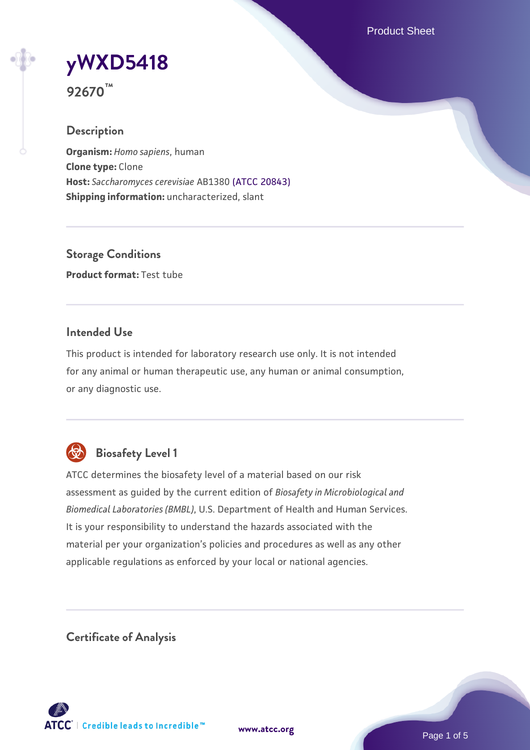# yWXD5418

**92670™**

## Description

**Organism:** *Homo sapiens*, human
**Clone type:** Clone
**Host:** *Saccharomyces cerevisiae* AB1380 (ATCC 20843)
**Shipping information:** uncharacterized, slant

## Storage Conditions

**Product format:** Test tube

## Intended Use

This product is intended for laboratory research use only. It is not intended for any animal or human therapeutic use, any human or animal consumption, or any diagnostic use.

## Biosafety Level 1

ATCC determines the biosafety level of a material based on our risk assessment as guided by the current edition of *Biosafety in Microbiological and Biomedical Laboratories (BMBL)*, U.S. Department of Health and Human Services. It is your responsibility to understand the hazards associated with the material per your organization's policies and procedures as well as any other applicable regulations as enforced by your local or national agencies.

## Certificate of Analysis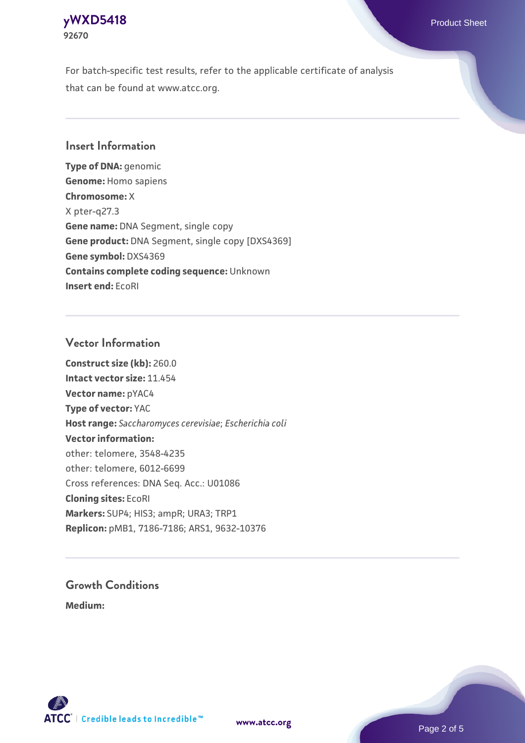For batch-specific test results, refer to the applicable certificate of analysis that can be found at www.atcc.org.

## Insert Information

**Type of DNA:** genomic
**Genome:** Homo sapiens
**Chromosome:** X
X pter-q27.3
**Gene name:** DNA Segment, single copy
**Gene product:** DNA Segment, single copy [DXS4369]
**Gene symbol:** DXS4369
**Contains complete coding sequence:** Unknown
**Insert end:** EcoRI

## Vector Information

**Construct size (kb):** 260.0
**Intact vector size:** 11.454
**Vector name:** pYAC4
**Type of vector:** YAC
**Host range:** *Saccharomyces cerevisiae*; *Escherichia coli*
**Vector information:**
other: telomere, 3548-4235
other: telomere, 6012-6699
Cross references: DNA Seq. Acc.: U01086
**Cloning sites:** EcoRI
**Markers:** SUP4; HIS3; ampR; URA3; TRP1
**Replicon:** pMB1, 7186-7186; ARS1, 9632-10376

## Growth Conditions

**Medium:**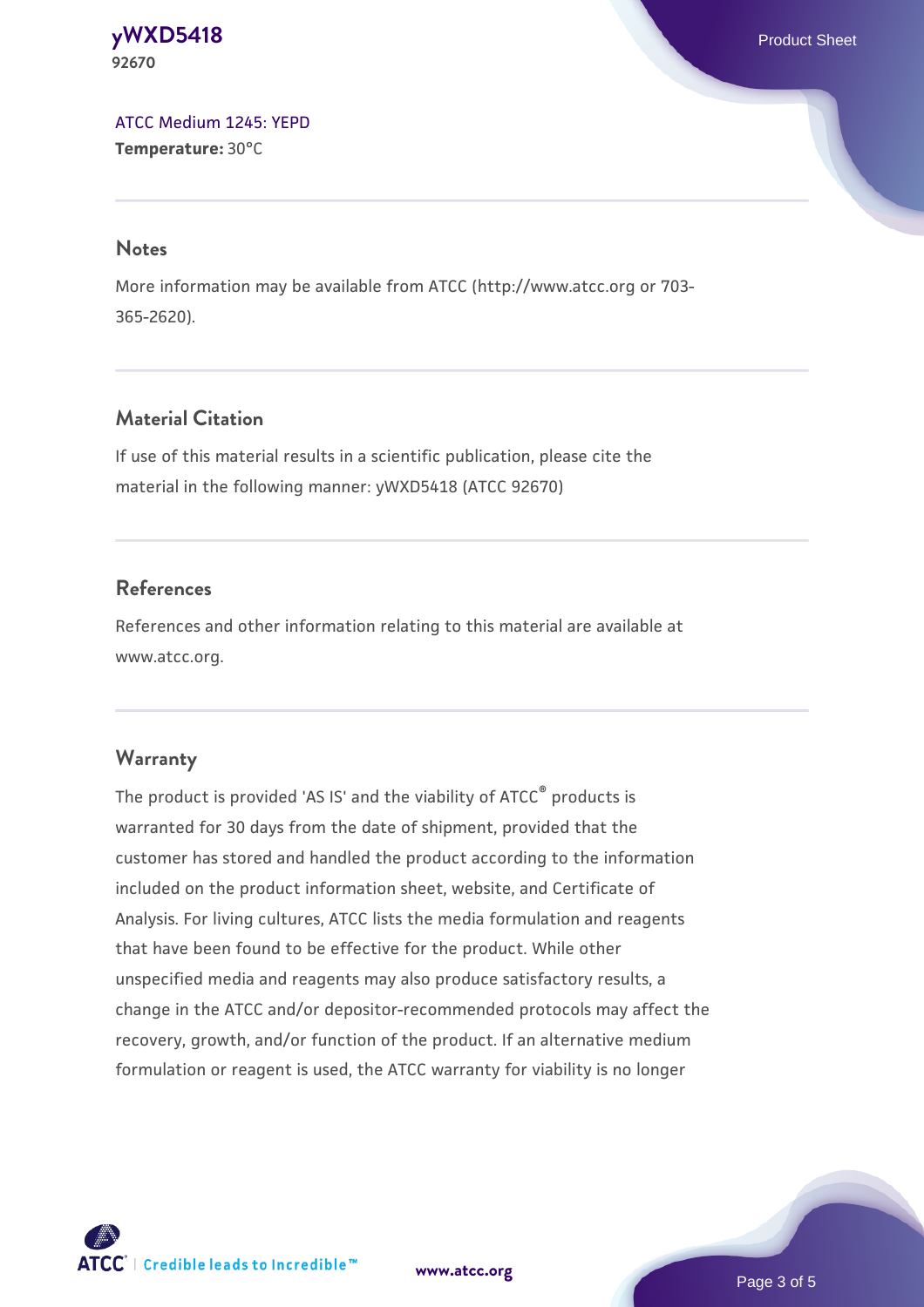ATCC Medium 1245: YEPD
**Temperature:** 30°C

## Notes

More information may be available from ATCC (http://www.atcc.org or 703-365-2620).

## Material Citation

If use of this material results in a scientific publication, please cite the material in the following manner: yWXD5418 (ATCC 92670)

## References

References and other information relating to this material are available at www.atcc.org.

## Warranty

The product is provided 'AS IS' and the viability of ATCC® products is warranted for 30 days from the date of shipment, provided that the customer has stored and handled the product according to the information included on the product information sheet, website, and Certificate of Analysis. For living cultures, ATCC lists the media formulation and reagents that have been found to be effective for the product. While other unspecified media and reagents may also produce satisfactory results, a change in the ATCC and/or depositor-recommended protocols may affect the recovery, growth, and/or function of the product. If an alternative medium formulation or reagent is used, the ATCC warranty for viability is no longer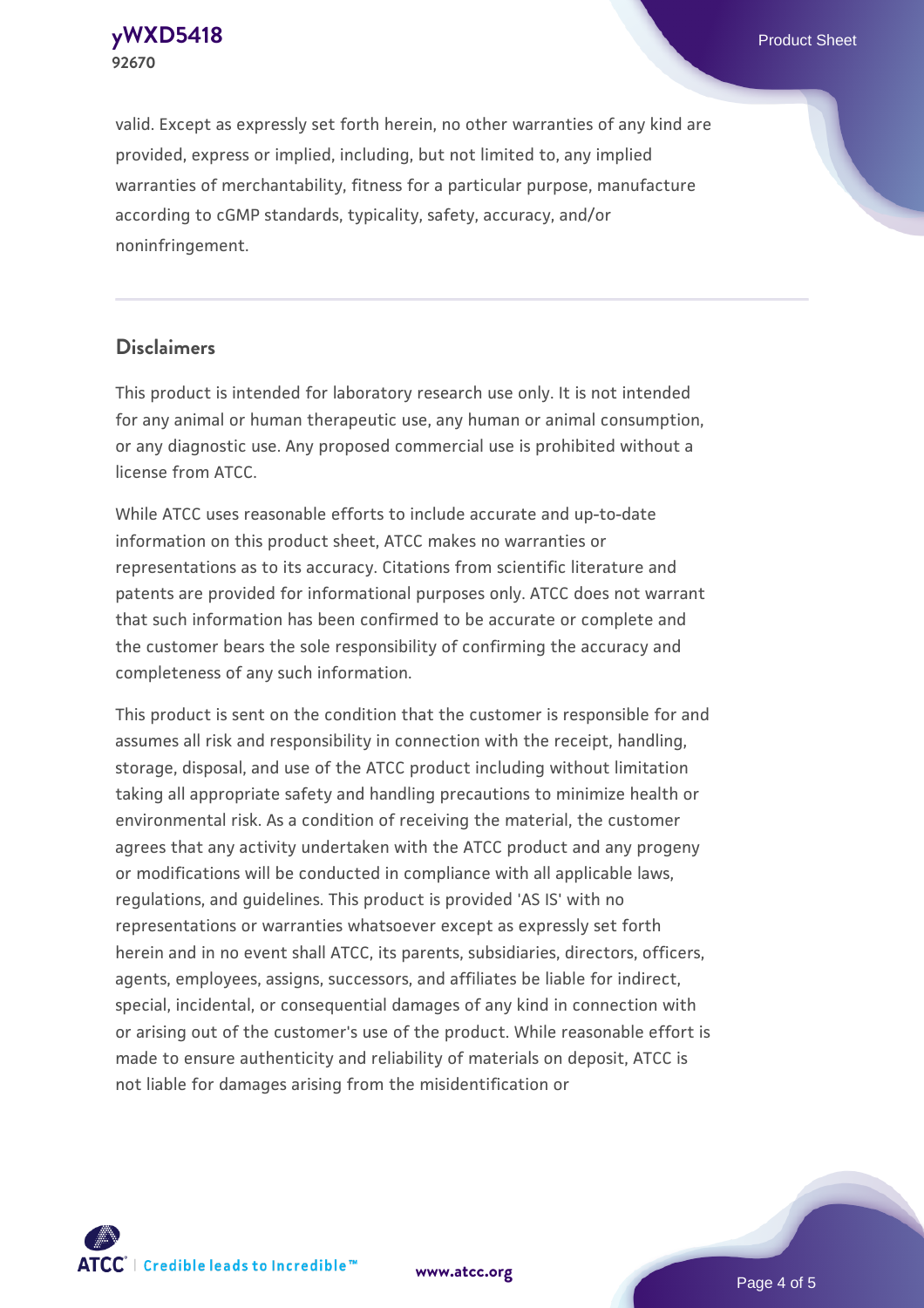valid. Except as expressly set forth herein, no other warranties of any kind are provided, express or implied, including, but not limited to, any implied warranties of merchantability, fitness for a particular purpose, manufacture according to cGMP standards, typicality, safety, accuracy, and/or noninfringement.

## Disclaimers

This product is intended for laboratory research use only. It is not intended for any animal or human therapeutic use, any human or animal consumption, or any diagnostic use. Any proposed commercial use is prohibited without a license from ATCC.

While ATCC uses reasonable efforts to include accurate and up-to-date information on this product sheet, ATCC makes no warranties or representations as to its accuracy. Citations from scientific literature and patents are provided for informational purposes only. ATCC does not warrant that such information has been confirmed to be accurate or complete and the customer bears the sole responsibility of confirming the accuracy and completeness of any such information.

This product is sent on the condition that the customer is responsible for and assumes all risk and responsibility in connection with the receipt, handling, storage, disposal, and use of the ATCC product including without limitation taking all appropriate safety and handling precautions to minimize health or environmental risk. As a condition of receiving the material, the customer agrees that any activity undertaken with the ATCC product and any progeny or modifications will be conducted in compliance with all applicable laws, regulations, and guidelines. This product is provided 'AS IS' with no representations or warranties whatsoever except as expressly set forth herein and in no event shall ATCC, its parents, subsidiaries, directors, officers, agents, employees, assigns, successors, and affiliates be liable for indirect, special, incidental, or consequential damages of any kind in connection with or arising out of the customer's use of the product. While reasonable effort is made to ensure authenticity and reliability of materials on deposit, ATCC is not liable for damages arising from the misidentification or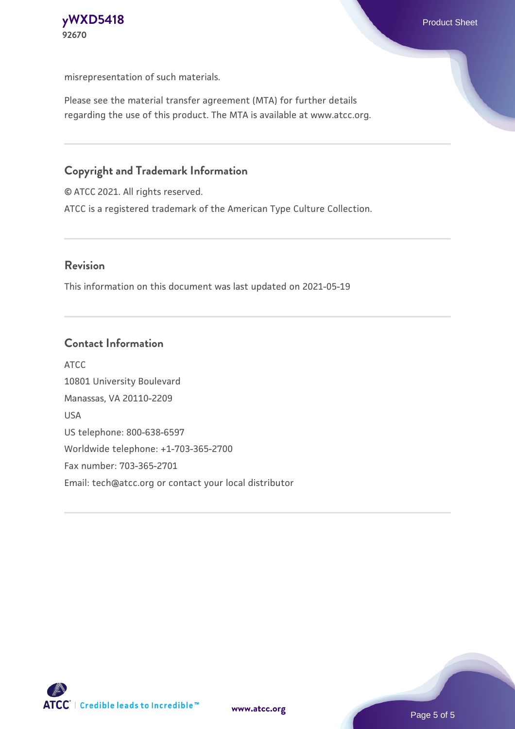misrepresentation of such materials.

Please see the material transfer agreement (MTA) for further details regarding the use of this product. The MTA is available at www.atcc.org.

## Copyright and Trademark Information

© ATCC 2021. All rights reserved.

ATCC is a registered trademark of the American Type Culture Collection.

## Revision

This information on this document was last updated on 2021-05-19

## Contact Information

ATCC
10801 University Boulevard
Manassas, VA 20110-2209
USA
US telephone: 800-638-6597
Worldwide telephone: +1-703-365-2700
Fax number: 703-365-2701
Email: tech@atcc.org or contact your local distributor